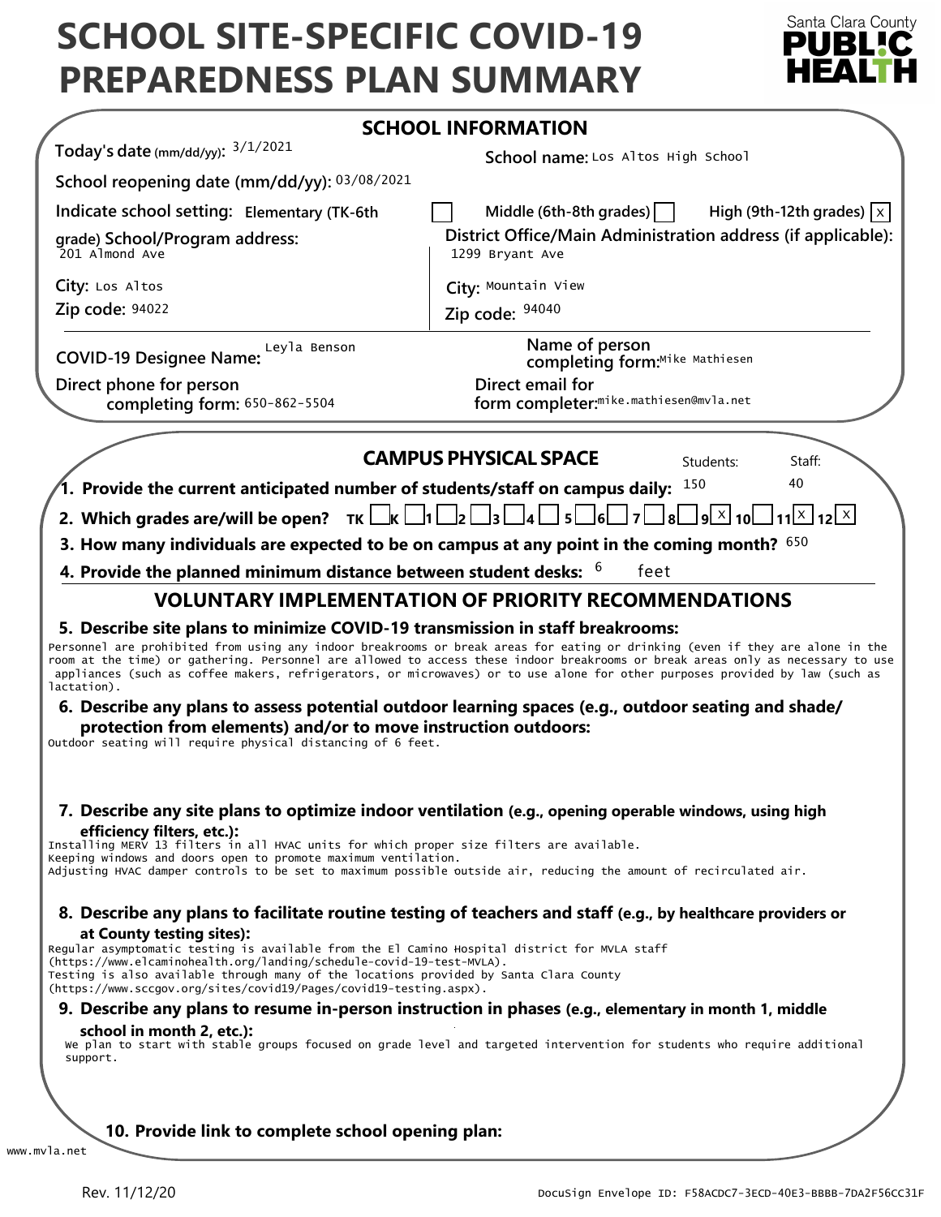# SCHOOL SITE-SPECIFIC COVID-19 PREPAREDNESS PLAN SUMMARY

Santa Clara County **PUBLIC HEALTH**

## SCHOOL INFORMATION

**Today's date (mm/dd/yy):** 3/1/2021

**School name:** Los Altos High School

**School reopening date (mm/dd/yy):** 03/08/2021

**Indicate school setting:** Elementary (TK-6th grade) ☐ Middle (6th-8th grades) ☐ High (9th-12th grades) ☒

**School/Program address:** 201 Almond Ave

**City:** Los Altos

**Zip code:** 94022

**District Office/Main Administration address (if applicable):** 1299 Bryant Ave

**City:** Mountain View

**Zip code:** 94040

**COVID-19 Designee Name:** Leyla Benson

**Name of person completing form:** Mike Mathiesen

**Direct phone for person completing form:** 650-862-5504

**Direct email for form completer:** mike.mathiesen@mvla.net

## CAMPUS PHYSICAL SPACE

**1. Provide the current anticipated number of students/staff on campus daily:** Students: 150 Staff: 40

**2. Which grades are/will be open?** TK ☐ K ☐ 1 ☐ 2 ☐ 3 ☐ 4 ☐ 5 ☐ 6 ☐ 7 ☐ 8 ☐ 9 ☒ 10 ☐ 11 ☒ 12 ☒

**3. How many individuals are expected to be on campus at any point in the coming month?** 650

**4. Provide the planned minimum distance between student desks:** 6 feet

## VOLUNTARY IMPLEMENTATION OF PRIORITY RECOMMENDATIONS

**5. Describe site plans to minimize COVID-19 transmission in staff breakrooms:**

Personnel are prohibited from using any indoor breakrooms or break areas for eating or drinking (even if they are alone in the room at the time) or gathering. Personnel are allowed to access these indoor breakrooms or break areas only as necessary to use appliances (such as coffee makers, refrigerators, or microwaves) or to use alone for other purposes provided by law (such as lactation).

**6. Describe any plans to assess potential outdoor learning spaces (e.g., outdoor seating and shade/ protection from elements) and/or to move instruction outdoors:**

Outdoor seating will require physical distancing of 6 feet.

**7. Describe any site plans to optimize indoor ventilation (e.g., opening operable windows, using high efficiency filters, etc.):**

Installing MERV 13 filters in all HVAC units for which proper size filters are available.
Keeping windows and doors open to promote maximum ventilation.
Adjusting HVAC damper controls to be set to maximum possible outside air, reducing the amount of recirculated air.

**8. Describe any plans to facilitate routine testing of teachers and staff (e.g., by healthcare providers or at County testing sites):**

Regular asymptomatic testing is available from the El Camino Hospital district for MVLA staff (https://www.elcaminohealth.org/landing/schedule-covid-19-test-MVLA).
Testing is also available through many of the locations provided by Santa Clara County (https://www.sccgov.org/sites/covid19/Pages/covid19-testing.aspx).

**9. Describe any plans to resume in-person instruction in phases (e.g., elementary in month 1, middle school in month 2, etc.):**

We plan to start with stable groups focused on grade level and targeted intervention for students who require additional support.

**10. Provide link to complete school opening plan:**

www.mvla.net

Rev. 11/12/20

DocuSign Envelope ID: F58ACDC7-3ECD-40E3-BBBB-7DA2F56CC31F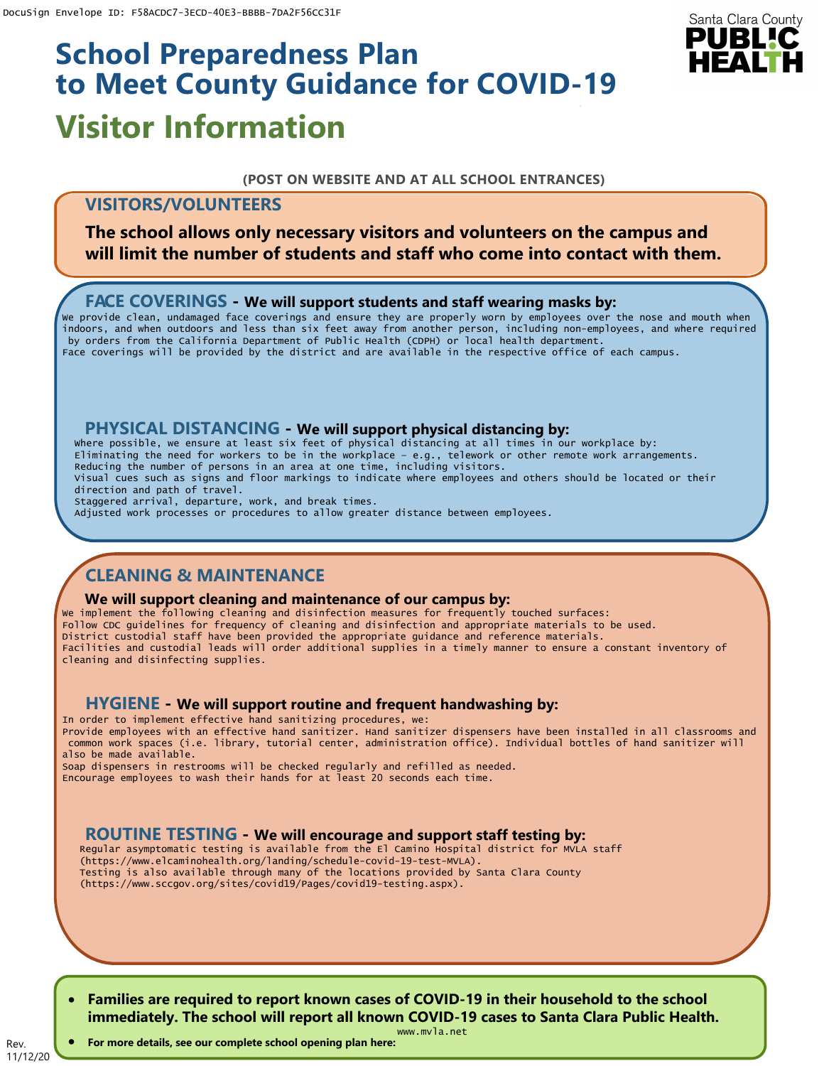# School Preparedness Plan to Meet County Guidance for COVID-19

# Visitor Information

**(POST ON WEBSITE AND AT ALL SCHOOL ENTRANCES)**

## VISITORS/VOLUNTEERS

**The school allows only necessary visitors and volunteers on the campus and will limit the number of students and staff who come into contact with them.**

## FACE COVERINGS - We will support students and staff wearing masks by:

We provide clean, undamaged face coverings and ensure they are properly worn by employees over the nose and mouth when indoors, and when outdoors and less than six feet away from another person, including non-employees, and where required by orders from the California Department of Public Health (CDPH) or local health department.
Face coverings will be provided by the district and are available in the respective office of each campus.

## PHYSICAL DISTANCING - We will support physical distancing by:

Where possible, we ensure at least six feet of physical distancing at all times in our workplace by:
Eliminating the need for workers to be in the workplace – e.g., telework or other remote work arrangements.
Reducing the number of persons in an area at one time, including visitors.
Visual cues such as signs and floor markings to indicate where employees and others should be located or their direction and path of travel.
Staggered arrival, departure, work, and break times.
Adjusted work processes or procedures to allow greater distance between employees.

## CLEANING & MAINTENANCE

**We will support cleaning and maintenance of our campus by:**

We implement the following cleaning and disinfection measures for frequently touched surfaces:
Follow CDC guidelines for frequency of cleaning and disinfection and appropriate materials to be used.
District custodial staff have been provided the appropriate guidance and reference materials.
Facilities and custodial leads will order additional supplies in a timely manner to ensure a constant inventory of cleaning and disinfecting supplies.

## HYGIENE - We will support routine and frequent handwashing by:

In order to implement effective hand sanitizing procedures, we:
Provide employees with an effective hand sanitizer. Hand sanitizer dispensers have been installed in all classrooms and common work spaces (i.e. library, tutorial center, administration office). Individual bottles of hand sanitizer will also be made available.
Soap dispensers in restrooms will be checked regularly and refilled as needed.
Encourage employees to wash their hands for at least 20 seconds each time.

## ROUTINE TESTING - We will encourage and support staff testing by:

Regular asymptomatic testing is available from the El Camino Hospital district for MVLA staff (https://www.elcaminohealth.org/landing/schedule-covid-19-test-MVLA).
Testing is also available through many of the locations provided by Santa Clara County (https://www.sccgov.org/sites/covid19/Pages/covid19-testing.aspx).

- **Families are required to report known cases of COVID-19 in their household to the school immediately. The school will report all known COVID-19 cases to Santa Clara Public Health.**
- **For more details, see our complete school opening plan here:** www.mvla.net

Rev. 11/12/20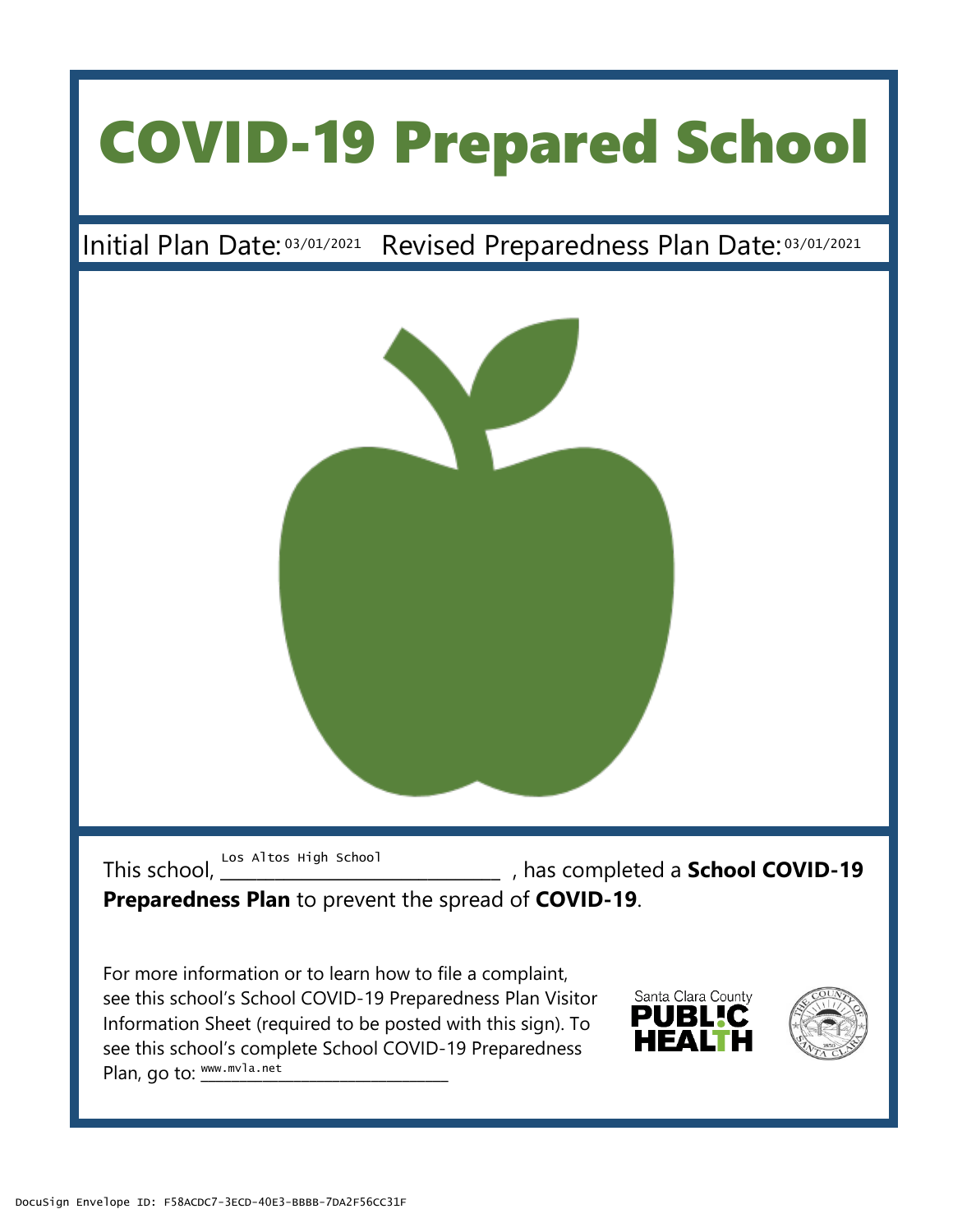# COVID-19 Prepared School

Initial Plan Date: 03/01/2021 Revised Preparedness Plan Date: 03/01/2021

This school, Los Altos High School, has completed a **School COVID-19 Preparedness Plan** to prevent the spread of **COVID-19**.

For more information or to learn how to file a complaint, see this school's School COVID-19 Preparedness Plan Visitor Information Sheet (required to be posted with this sign). To see this school's complete School COVID-19 Preparedness Plan, go to: www.mvla.net

Santa Clara County PUBLIC HEALTH

DocuSign Envelope ID: F58ACDC7-3ECD-40E3-BBBB-7DA2F56CC31F